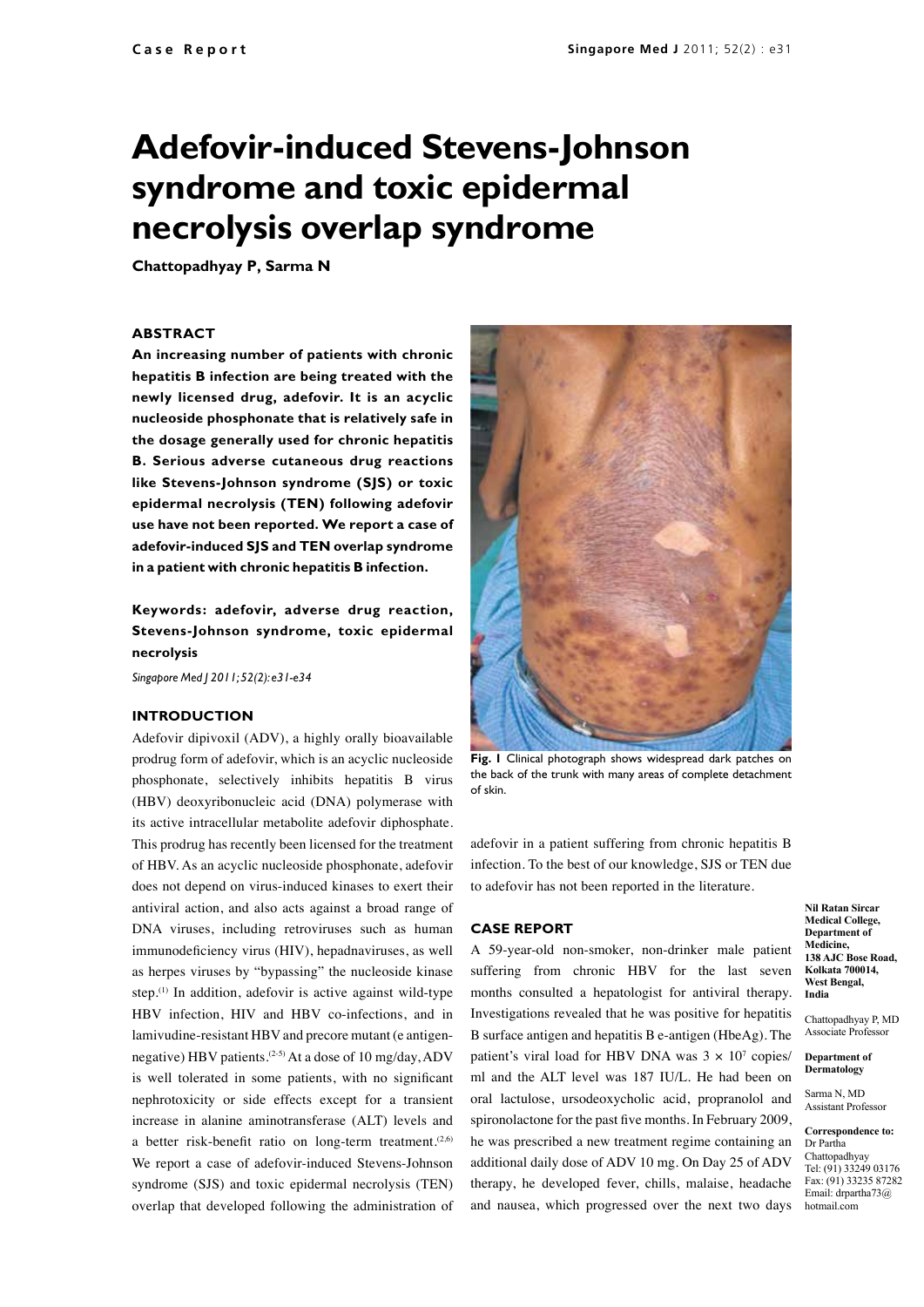Case Report

# Adefovir-induced Stevens-Johnson syndrome and toxic epidermal necrolysis overlap syndrome

**Chattopadhyay P, Sarma N**

## ABSTRACT

**An increasing number of patients with chronic hepatitis B infection are being treated with the newly licensed drug, adefovir. It is an acyclic nucleoside phosphonate that is relatively safe in the dosage generally used for chronic hepatitis B. Serious adverse cutaneous drug reactions like Stevens-Johnson syndrome (SJS) or toxic epidermal necrolysis (TEN) following adefovir use have not been reported. We report a case of adefovir-induced SJS and TEN overlap syndrome in a patient with chronic hepatitis B infection.**

**Keywords: adefovir, adverse drug reaction, Stevens-Johnson syndrome, toxic epidermal necrolysis**

*Singapore Med J 2011; 52(2): e31-e34*

## INTRODUCTION

Adefovir dipivoxil (ADV), a highly orally bioavailable prodrug form of adefovir, which is an acyclic nucleoside phosphonate, selectively inhibits hepatitis B virus (HBV) deoxyribonucleic acid (DNA) polymerase with its active intracellular metabolite adefovir diphosphate. This prodrug has recently been licensed for the treatment of HBV. As an acyclic nucleoside phosphonate, adefovir does not depend on virus-induced kinases to exert their antiviral action, and also acts against a broad range of DNA viruses, including retroviruses such as human immunodeficiency virus (HIV), hepadnaviruses, as well as herpes viruses by "bypassing" the nucleoside kinase step.[1] In addition, adefovir is active against wild-type HBV infection, HIV and HBV co-infections, and in lamivudine-resistant HBV and precore mutant (e antigen-negative) HBV patients.[2-5] At a dose of 10 mg/day, ADV is well tolerated in some patients, with no significant nephrotoxicity or side effects except for a transient increase in alanine aminotransferase (ALT) levels and a better risk-benefit ratio on long-term treatment.[2,6] We report a case of adefovir-induced Stevens-Johnson syndrome (SJS) and toxic epidermal necrolysis (TEN) overlap that developed following the administration of adefovir in a patient suffering from chronic hepatitis B infection. To the best of our knowledge, SJS or TEN due to adefovir has not been reported in the literature.

**Fig. 1** Clinical photograph shows widespread dark patches on the back of the trunk with many areas of complete detachment of skin.

## CASE REPORT

A 59-year-old non-smoker, non-drinker male patient suffering from chronic HBV for the last seven months consulted a hepatologist for antiviral therapy. Investigations revealed that he was positive for hepatitis B surface antigen and hepatitis B e-antigen (HbeAg). The patient's viral load for HBV DNA was $3 \times 10^7$ copies/ml and the ALT level was 187 IU/L. He had been on oral lactulose, ursodeoxycholic acid, propranolol and spironolactone for the past five months. In February 2009, he was prescribed a new treatment regime containing an additional daily dose of ADV 10 mg. On Day 25 of ADV therapy, he developed fever, chills, malaise, headache and nausea, which progressed over the next two days

**Nil Ratan Sircar Medical College, Department of Medicine, 138 AJC Bose Road, Kolkata 700014, West Bengal, India**

Chattopadhyay P, MD
Associate Professor

**Department of Dermatology**

Sarma N, MD
Assistant Professor

**Correspondence to:** Dr Partha Chattopadhyay
Tel: (91) 33249 03176
Fax: (91) 33235 87282
Email: drpartha73@hotmail.com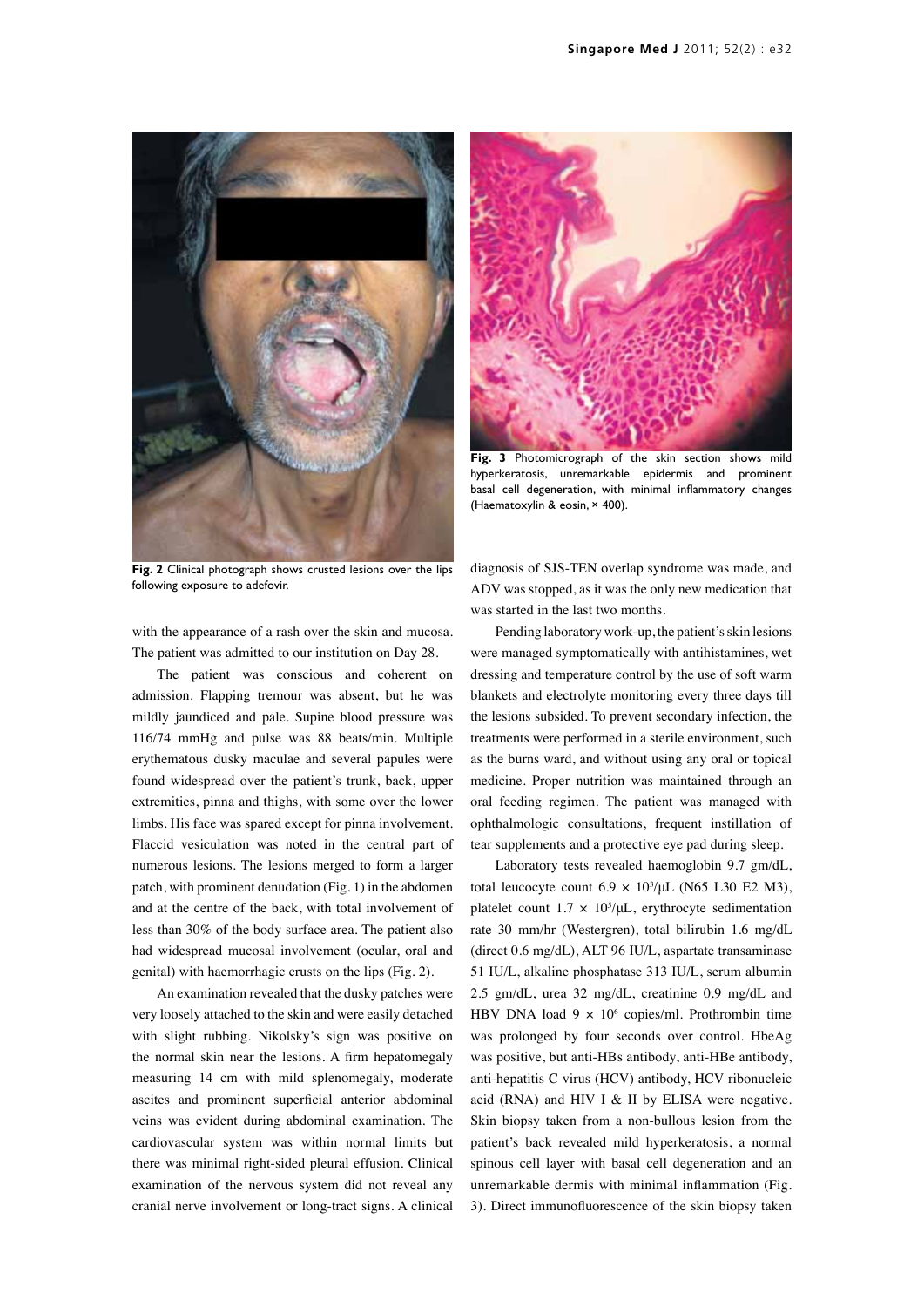Fig. 2 Clinical photograph shows crusted lesions over the lips following exposure to adefovir.

Fig. 3 Photomicrograph of the skin section shows mild hyperkeratosis, unremarkable epidermis and prominent basal cell degeneration, with minimal inflammatory changes (Haematoxylin & eosin, × 400).

with the appearance of a rash over the skin and mucosa. The patient was admitted to our institution on Day 28.

The patient was conscious and coherent on admission. Flapping tremour was absent, but he was mildly jaundiced and pale. Supine blood pressure was 116/74 mmHg and pulse was 88 beats/min. Multiple erythematous dusky maculae and several papules were found widespread over the patient's trunk, back, upper extremities, pinna and thighs, with some over the lower limbs. His face was spared except for pinna involvement. Flaccid vesiculation was noted in the central part of numerous lesions. The lesions merged to form a larger patch, with prominent denudation (Fig. 1) in the abdomen and at the centre of the back, with total involvement of less than 30% of the body surface area. The patient also had widespread mucosal involvement (ocular, oral and genital) with haemorrhagic crusts on the lips (Fig. 2).

An examination revealed that the dusky patches were very loosely attached to the skin and were easily detached with slight rubbing. Nikolsky's sign was positive on the normal skin near the lesions. A firm hepatomegaly measuring 14 cm with mild splenomegaly, moderate ascites and prominent superficial anterior abdominal veins was evident during abdominal examination. The cardiovascular system was within normal limits but there was minimal right-sided pleural effusion. Clinical examination of the nervous system did not reveal any cranial nerve involvement or long-tract signs. A clinical diagnosis of SJS-TEN overlap syndrome was made, and ADV was stopped, as it was the only new medication that was started in the last two months.

Pending laboratory work-up, the patient's skin lesions were managed symptomatically with antihistamines, wet dressing and temperature control by the use of soft warm blankets and electrolyte monitoring every three days till the lesions subsided. To prevent secondary infection, the treatments were performed in a sterile environment, such as the burns ward, and without using any oral or topical medicine. Proper nutrition was maintained through an oral feeding regimen. The patient was managed with ophthalmologic consultations, frequent instillation of tear supplements and a protective eye pad during sleep.

Laboratory tests revealed haemoglobin 9.7 gm/dL, total leucocyte count $6.9 \times 10^3/\mu L$ (N65 L30 E2 M3), platelet count $1.7 \times 10^5/\mu L$, erythrocyte sedimentation rate 30 mm/hr (Westergren), total bilirubin 1.6 mg/dL (direct 0.6 mg/dL), ALT 96 IU/L, aspartate transaminase 51 IU/L, alkaline phosphatase 313 IU/L, serum albumin 2.5 gm/dL, urea 32 mg/dL, creatinine 0.9 mg/dL and HBV DNA load $9 \times 10^6$ copies/ml. Prothrombin time was prolonged by four seconds over control. HbeAg was positive, but anti-HBs antibody, anti-HBe antibody, anti-hepatitis C virus (HCV) antibody, HCV ribonucleic acid (RNA) and HIV I & II by ELISA were negative. Skin biopsy taken from a non-bullous lesion from the patient's back revealed mild hyperkeratosis, a normal spinous cell layer with basal cell degeneration and an unremarkable dermis with minimal inflammation (Fig. 3). Direct immunofluorescence of the skin biopsy taken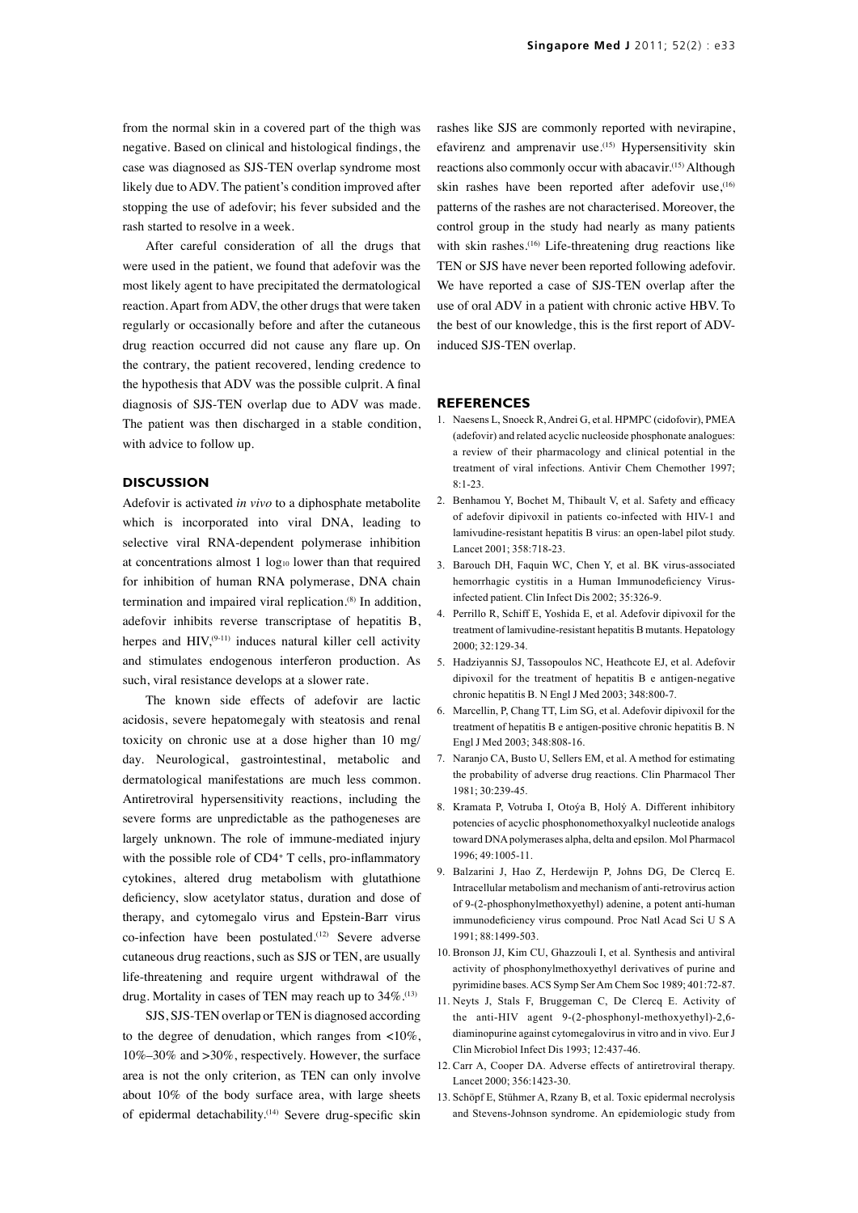from the normal skin in a covered part of the thigh was negative. Based on clinical and histological findings, the case was diagnosed as SJS-TEN overlap syndrome most likely due to ADV. The patient's condition improved after stopping the use of adefovir; his fever subsided and the rash started to resolve in a week.

After careful consideration of all the drugs that were used in the patient, we found that adefovir was the most likely agent to have precipitated the dermatological reaction. Apart from ADV, the other drugs that were taken regularly or occasionally before and after the cutaneous drug reaction occurred did not cause any flare up. On the contrary, the patient recovered, lending credence to the hypothesis that ADV was the possible culprit. A final diagnosis of SJS-TEN overlap due to ADV was made. The patient was then discharged in a stable condition, with advice to follow up.

## DISCUSSION

Adefovir is activated *in vivo* to a diphosphate metabolite which is incorporated into viral DNA, leading to selective viral RNA-dependent polymerase inhibition at concentrations almost 1 $\log_{10}$ lower than that required for inhibition of human RNA polymerase, DNA chain termination and impaired viral replication.[8] In addition, adefovir inhibits reverse transcriptase of hepatitis B, herpes and HIV,[9-11] induces natural killer cell activity and stimulates endogenous interferon production. As such, viral resistance develops at a slower rate.

The known side effects of adefovir are lactic acidosis, severe hepatomegaly with steatosis and renal toxicity on chronic use at a dose higher than 10 mg/day. Neurological, gastrointestinal, metabolic and dermatological manifestations are much less common. Antiretroviral hypersensitivity reactions, including the severe forms are unpredictable as the pathogeneses are largely unknown. The role of immune-mediated injury with the possible role of $CD4^+$ T cells, pro-inflammatory cytokines, altered drug metabolism with glutathione deficiency, slow acetylator status, duration and dose of therapy, and cytomegalo virus and Epstein-Barr virus co-infection have been postulated.[12] Severe adverse cutaneous drug reactions, such as SJS or TEN, are usually life-threatening and require urgent withdrawal of the drug. Mortality in cases of TEN may reach up to 34%.[13]

SJS, SJS-TEN overlap or TEN is diagnosed according to the degree of denudation, which ranges from <10%, 10%–30% and >30%, respectively. However, the surface area is not the only criterion, as TEN can only involve about 10% of the body surface area, with large sheets of epidermal detachability.[14] Severe drug-specific skin rashes like SJS are commonly reported with nevirapine, efavirenz and amprenavir use.[15] Hypersensitivity skin reactions also commonly occur with abacavir.[15] Although skin rashes have been reported after adefovir use,[16] patterns of the rashes are not characterised. Moreover, the control group in the study had nearly as many patients with skin rashes.[16] Life-threatening drug reactions like TEN or SJS have never been reported following adefovir. We have reported a case of SJS-TEN overlap after the use of oral ADV in a patient with chronic active HBV. To the best of our knowledge, this is the first report of ADV-induced SJS-TEN overlap.

## REFERENCES

1. Naesens L, Snoeck R, Andrei G, et al. HPMPC (cidofovir), PMEA (adefovir) and related acyclic nucleoside phosphonate analogues: a review of their pharmacology and clinical potential in the treatment of viral infections. Antivir Chem Chemother 1997; 8:1-23.
2. Benhamou Y, Bochet M, Thibault V, et al. Safety and efficacy of adefovir dipivoxil in patients co-infected with HIV-1 and lamivudine-resistant hepatitis B virus: an open-label pilot study. Lancet 2001; 358:718-23.
3. Barouch DH, Faquin WC, Chen Y, et al. BK virus-associated hemorrhagic cystitis in a Human Immunodeficiency Virus-infected patient. Clin Infect Dis 2002; 35:326-9.
4. Perrillo R, Schiff E, Yoshida E, et al. Adefovir dipivoxil for the treatment of lamivudine-resistant hepatitis B mutants. Hepatology 2000; 32:129-34.
5. Hadziyannis SJ, Tassopoulos NC, Heathcote EJ, et al. Adefovir dipivoxil for the treatment of hepatitis B e antigen-negative chronic hepatitis B. N Engl J Med 2003; 348:800-7.
6. Marcellin, P, Chang TT, Lim SG, et al. Adefovir dipivoxil for the treatment of hepatitis B e antigen-positive chronic hepatitis B. N Engl J Med 2003; 348:808-16.
7. Naranjo CA, Busto U, Sellers EM, et al. A method for estimating the probability of adverse drug reactions. Clin Pharmacol Ther 1981; 30:239-45.
8. Kramata P, Votruba I, Otoýa B, Holý A. Different inhibitory potencies of acyclic phosphonomethoxyalkyl nucleotide analogs toward DNA polymerases alpha, delta and epsilon. Mol Pharmacol 1996; 49:1005-11.
9. Balzarini J, Hao Z, Herdewijn P, Johns DG, De Clercq E. Intracellular metabolism and mechanism of anti-retrovirus action of 9-(2-phosphonylmethoxyethyl) adenine, a potent anti-human immunodeficiency virus compound. Proc Natl Acad Sci U S A 1991; 88:1499-503.
10. Bronson JJ, Kim CU, Ghazzouli I, et al. Synthesis and antiviral activity of phosphonylmethoxyethyl derivatives of purine and pyrimidine bases. ACS Symp Ser Am Chem Soc 1989; 401:72-87.
11. Neyts J, Stals F, Bruggeman C, De Clercq E. Activity of the anti-HIV agent 9-(2-phosphonyl-methoxyethyl)-2,6-diaminopurine against cytomegalovirus in vitro and in vivo. Eur J Clin Microbiol Infect Dis 1993; 12:437-46.
12. Carr A, Cooper DA. Adverse effects of antiretroviral therapy. Lancet 2000; 356:1423-30.
13. Schöpf E, Stühmer A, Rzany B, et al. Toxic epidermal necrolysis and Stevens-Johnson syndrome. An epidemiologic study from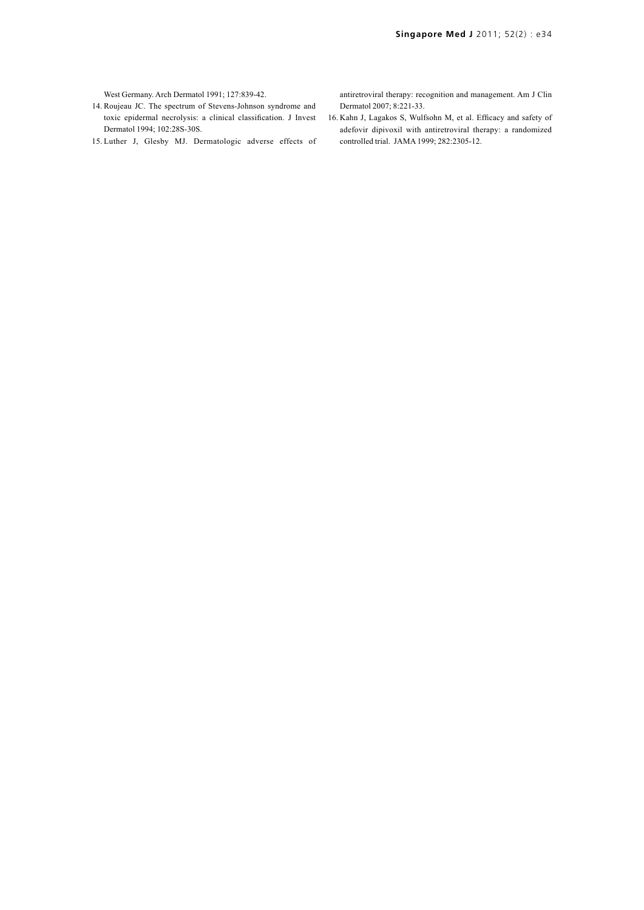West Germany. Arch Dermatol 1991; 127:839-42.

14. Roujeau JC. The spectrum of Stevens-Johnson syndrome and toxic epidermal necrolysis: a clinical classification. J Invest Dermatol 1994; 102:28S-30S.
15. Luther J, Glesby MJ. Dermatologic adverse effects of antiretroviral therapy: recognition and management. Am J Clin Dermatol 2007; 8:221-33.
16. Kahn J, Lagakos S, Wulfsohn M, et al. Efficacy and safety of adefovir dipivoxil with antiretroviral therapy: a randomized controlled trial. JAMA 1999; 282:2305-12.